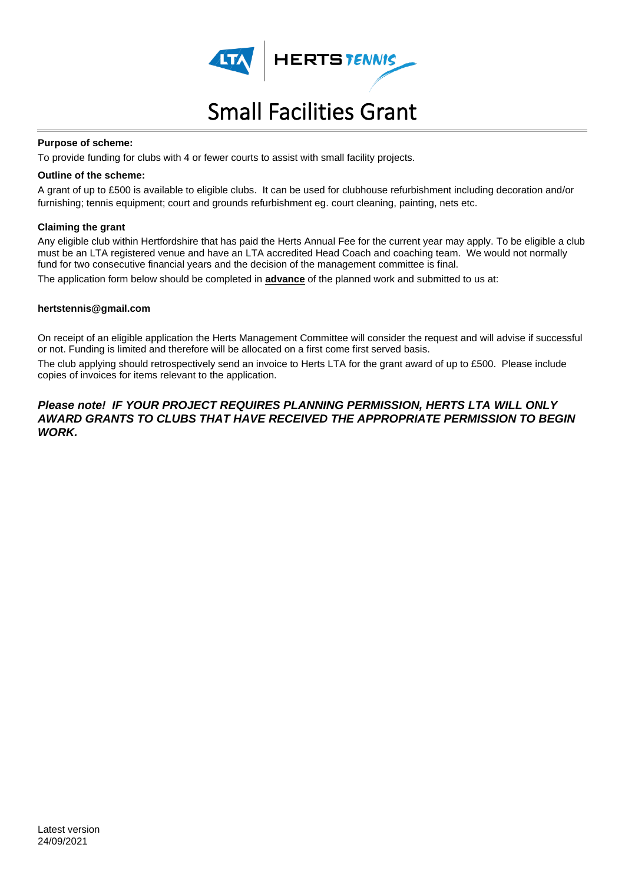# Small Facilities Grant

**Purpose of scheme:**

To provide funding for clubs with 4 or fewer courts to assist with small facility projects.

**Outline of the scheme:**

A grant of up to £500 is available to eligible clubs. It can be used for clubhouse refurbishment including decoration and/or furnishing; tennis equipment; court and grounds refurbishment eg. court cleaning, painting, nets etc.

**Claiming the grant**

Any eligible club within Hertfordshire that has paid the Herts Annual Fee for the current year may apply. To be eligible a club must be an LTA registered venue and have an LTA accredited Head Coach and coaching team. We would not normally fund for two consecutive financial years and the decision of the management committee is final.

The application form below should be completed in **advance** of the planned work and submitted to us at:

**hertstennis@gmail.com**

On receipt of an eligible application the Herts Management Committee will consider the request and will advise if successful or not. Funding is limited and therefore will be allocated on a first come first served basis.

The club applying should retrospectively send an invoice to Herts LTA for the grant award of up to £500. Please include copies of invoices for items relevant to the application.

***Please note! IF YOUR PROJECT REQUIRES PLANNING PERMISSION, HERTS LTA WILL ONLY AWARD GRANTS TO CLUBS THAT HAVE RECEIVED THE APPROPRIATE PERMISSION TO BEGIN WORK.***

Latest version
24/09/2021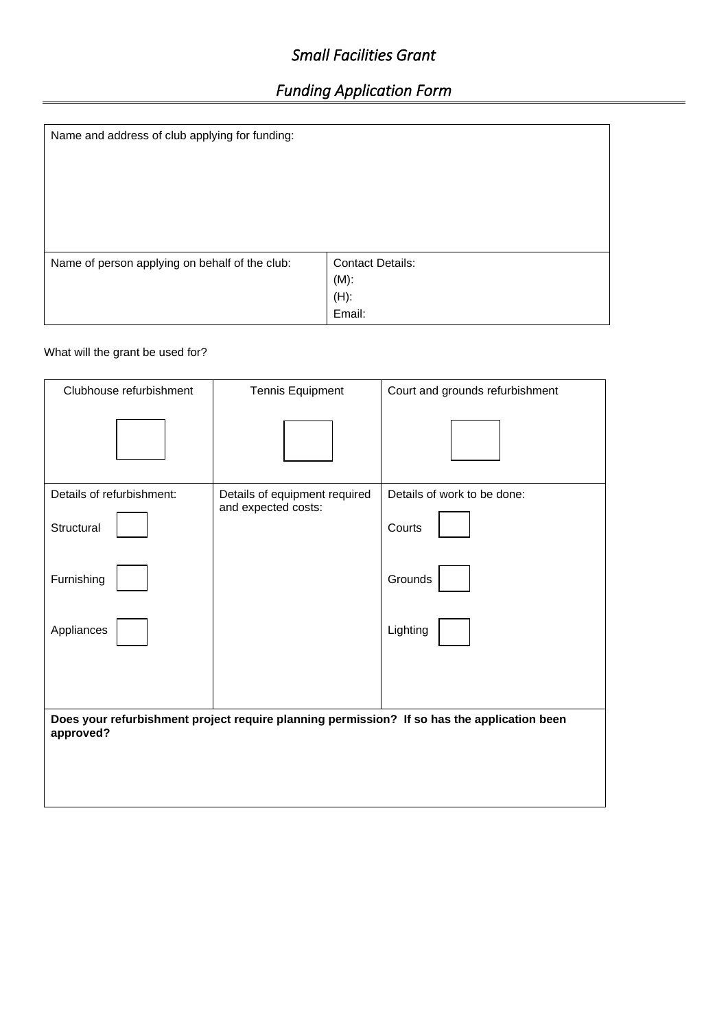# *Small Facilities Grant*

## *Funding Application Form*

| Name and address of club applying for funding: | |
|---|---|
| Name of person applying on behalf of the club: | Contact Details:<br>(M):<br>(H):<br>Email: |

What will the grant be used for?

| Clubhouse refurbishment | Tennis Equipment | Court and grounds refurbishment |
|---|---|---|
| ☐ | ☐ | ☐ |
| Details of refurbishment:<br>Structural ☐<br>Furnishing ☐<br>Appliances ☐ | Details of equipment required and expected costs: | Details of work to be done:<br>Courts ☐<br>Grounds ☐<br>Lighting ☐ |
| **Does your refurbishment project require planning permission? If so has the application been approved?** | | |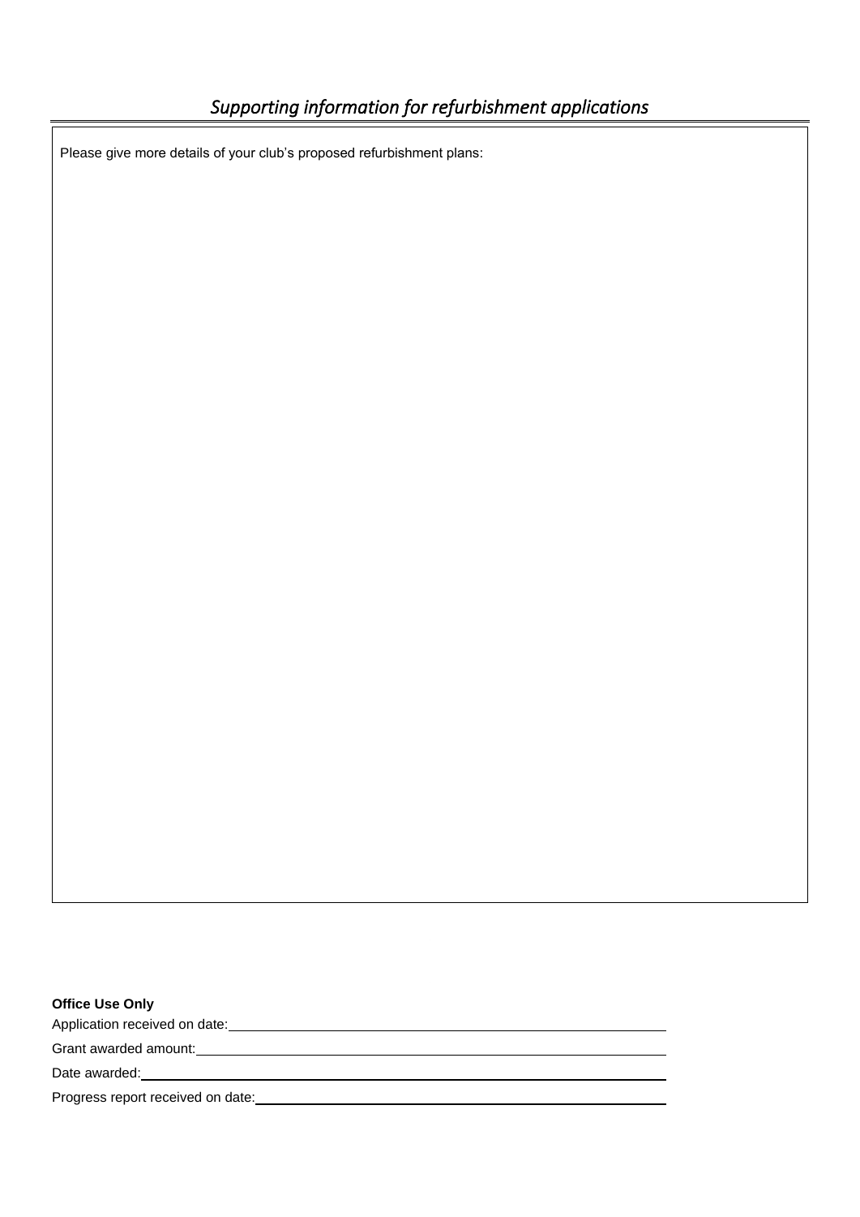# *Supporting information for refurbishment applications*

Please give more details of your club's proposed refurbishment plans:

**Office Use Only**

Application received on date: ______________________________

Grant awarded amount: ______________________________

Date awarded: ______________________________

Progress report received on date: ______________________________